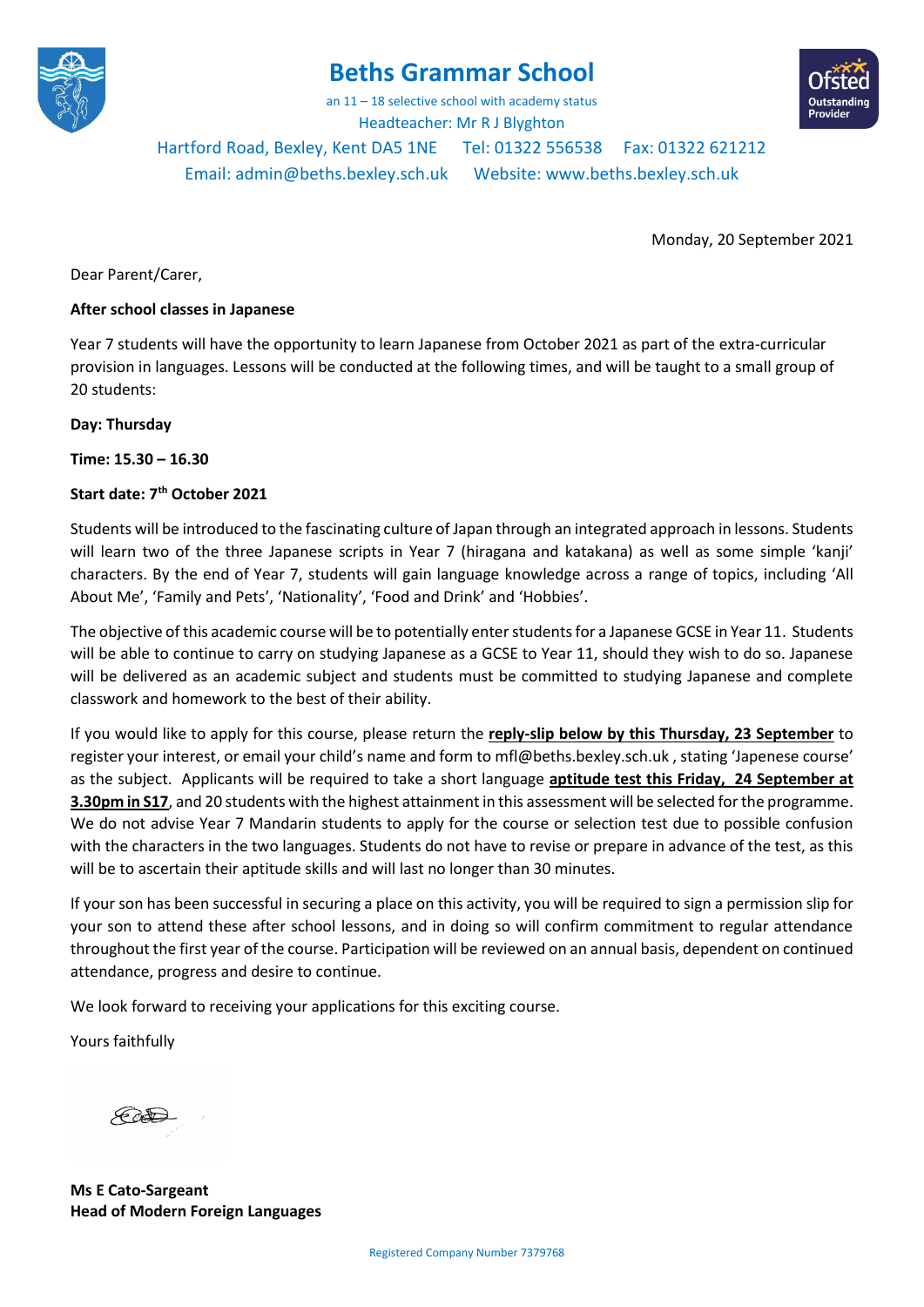# Beths Grammar School

an 11 – 18 selective school with academy status
Headteacher: Mr R J Blyghton
Hartford Road, Bexley, Kent DA5 1NE   Tel: 01322 556538   Fax: 01322 621212
Email: admin@beths.bexley.sch.uk   Website: www.beths.bexley.sch.uk

Monday, 20 September 2021

Dear Parent/Carer,

**After school classes in Japanese**

Year 7 students will have the opportunity to learn Japanese from October 2021 as part of the extra-curricular provision in languages. Lessons will be conducted at the following times, and will be taught to a small group of 20 students:

**Day: Thursday**

**Time: 15.30 – 16.30**

**Start date: 7th October 2021**

Students will be introduced to the fascinating culture of Japan through an integrated approach in lessons. Students will learn two of the three Japanese scripts in Year 7 (hiragana and katakana) as well as some simple 'kanji' characters. By the end of Year 7, students will gain language knowledge across a range of topics, including 'All About Me', 'Family and Pets', 'Nationality', 'Food and Drink' and 'Hobbies'.

The objective of this academic course will be to potentially enter students for a Japanese GCSE in Year 11. Students will be able to continue to carry on studying Japanese as a GCSE to Year 11, should they wish to do so. Japanese will be delivered as an academic subject and students must be committed to studying Japanese and complete classwork and homework to the best of their ability.

If you would like to apply for this course, please return the **reply-slip below by this Thursday, 23 September** to register your interest, or email your child's name and form to mfl@beths.bexley.sch.uk , stating 'Japenese course' as the subject. Applicants will be required to take a short language **aptitude test this Friday, 24 September at 3.30pm in S17**, and 20 students with the highest attainment in this assessment will be selected for the programme. We do not advise Year 7 Mandarin students to apply for the course or selection test due to possible confusion with the characters in the two languages. Students do not have to revise or prepare in advance of the test, as this will be to ascertain their aptitude skills and will last no longer than 30 minutes.

If your son has been successful in securing a place on this activity, you will be required to sign a permission slip for your son to attend these after school lessons, and in doing so will confirm commitment to regular attendance throughout the first year of the course. Participation will be reviewed on an annual basis, dependent on continued attendance, progress and desire to continue.

We look forward to receiving your applications for this exciting course.

Yours faithfully

**Ms E Cato-Sargeant**
**Head of Modern Foreign Languages**

Registered Company Number 7379768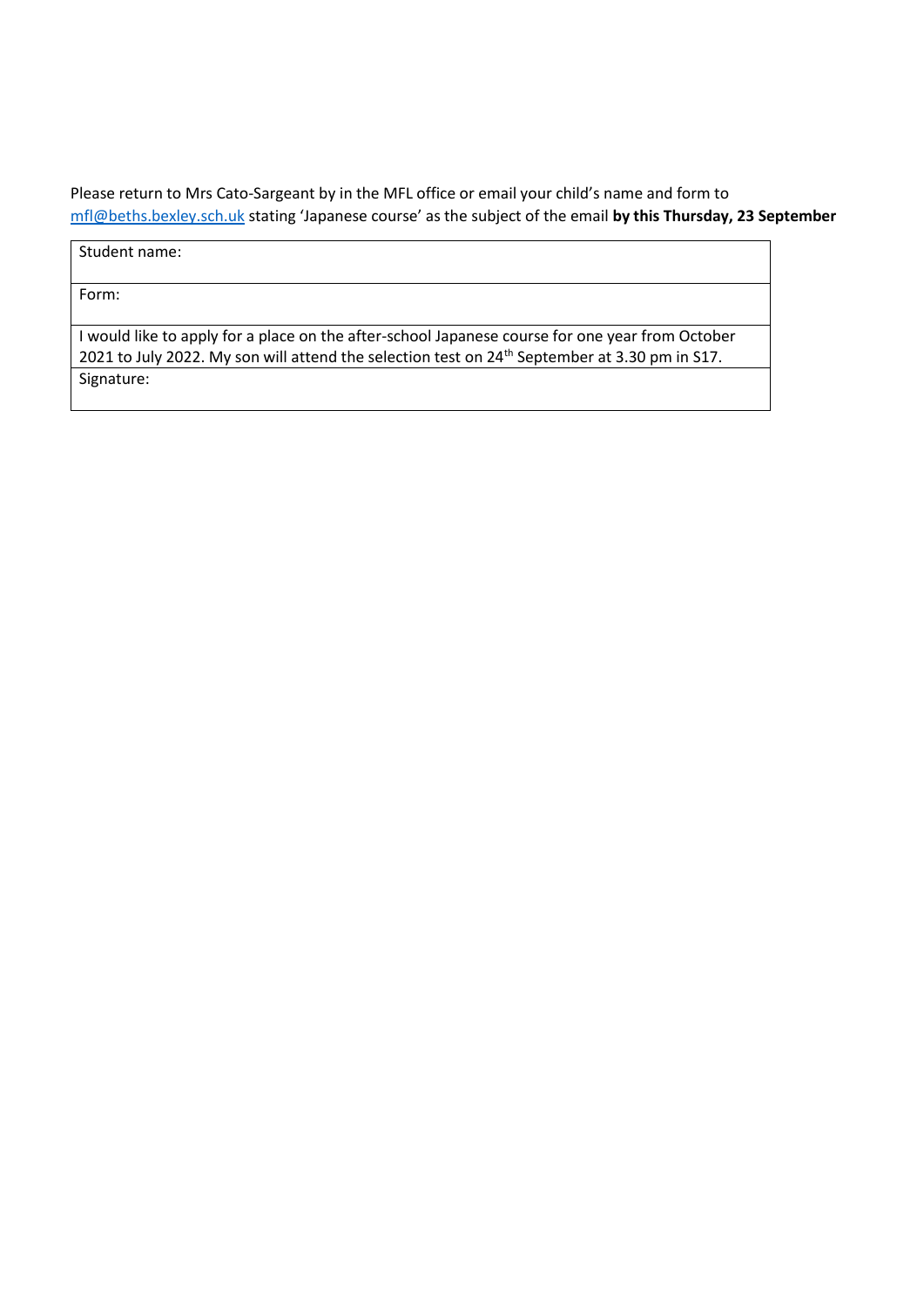Please return to Mrs Cato-Sargeant by in the MFL office or email your child's name and form to mfl@beths.bexley.sch.uk stating 'Japanese course' as the subject of the email **by this Thursday, 23 September**

| |
|---|
| Student name: |
| Form: |
| I would like to apply for a place on the after-school Japanese course for one year from October 2021 to July 2022. My son will attend the selection test on 24th September at 3.30 pm in S17. |
| Signature: |